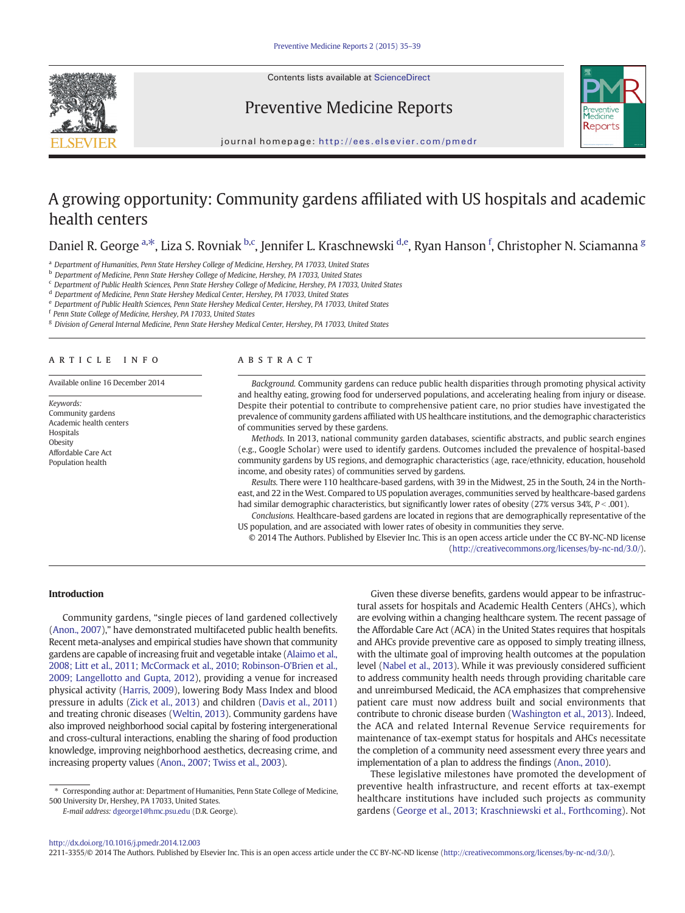# A growing opportunity: Community gardens affiliated with US hospitals and academic health centers

Daniel R. George [a,*], Liza S. Rovniak [b,c], Jennifer L. Kraschnewski [d,e], Ryan Hanson [f], Christopher N. Sciamanna [g]

[a] Department of Humanities, Penn State Hershey College of Medicine, Hershey, PA 17033, United States
[b] Department of Medicine, Penn State Hershey College of Medicine, Hershey, PA 17033, United States
[c] Department of Public Health Sciences, Penn State Hershey College of Medicine, Hershey, PA 17033, United States
[d] Department of Medicine, Penn State Hershey Medical Center, Hershey, PA 17033, United States
[e] Department of Public Health Sciences, Penn State Hershey Medical Center, Hershey, PA 17033, United States
[f] Penn State College of Medicine, Hershey, PA 17033, United States
[g] Division of General Internal Medicine, Penn State Hershey Medical Center, Hershey, PA 17033, United States

## ARTICLE INFO

Available online 16 December 2014

*Keywords:*
Community gardens
Academic health centers
Hospitals
Obesity
Affordable Care Act
Population health

## ABSTRACT

*Background.* Community gardens can reduce public health disparities through promoting physical activity and healthy eating, growing food for underserved populations, and accelerating healing from injury or disease. Despite their potential to contribute to comprehensive patient care, no prior studies have investigated the prevalence of community gardens affiliated with US healthcare institutions, and the demographic characteristics of communities served by these gardens.

*Methods.* In 2013, national community garden databases, scientific abstracts, and public search engines (e.g., Google Scholar) were used to identify gardens. Outcomes included the prevalence of hospital-based community gardens by US regions, and demographic characteristics (age, race/ethnicity, education, household income, and obesity rates) of communities served by gardens.

*Results.* There were 110 healthcare-based gardens, with 39 in the Midwest, 25 in the South, 24 in the Northeast, and 22 in the West. Compared to US population averages, communities served by healthcare-based gardens had similar demographic characteristics, but significantly lower rates of obesity (27% versus 34%, $P < .001$).

*Conclusions.* Healthcare-based gardens are located in regions that are demographically representative of the US population, and are associated with lower rates of obesity in communities they serve.

© 2014 The Authors. Published by Elsevier Inc. This is an open access article under the CC BY-NC-ND license (http://creativecommons.org/licenses/by-nc-nd/3.0/).

## Introduction

Community gardens, "single pieces of land gardened collectively (Anon., 2007)," have demonstrated multifaceted public health benefits. Recent meta-analyses and empirical studies have shown that community gardens are capable of increasing fruit and vegetable intake (Alaimo et al., 2008; Litt et al., 2011; McCormack et al., 2010; Robinson-O'Brien et al., 2009; Langellotto and Gupta, 2012), providing a venue for increased physical activity (Harris, 2009), lowering Body Mass Index and blood pressure in adults (Zick et al., 2013) and children (Davis et al., 2011) and treating chronic diseases (Weltin, 2013). Community gardens have also improved neighborhood social capital by fostering intergenerational and cross-cultural interactions, enabling the sharing of food production knowledge, improving neighborhood aesthetics, decreasing crime, and increasing property values (Anon., 2007; Twiss et al., 2003).

Given these diverse benefits, gardens would appear to be infrastructural assets for hospitals and Academic Health Centers (AHCs), which are evolving within a changing healthcare system. The recent passage of the Affordable Care Act (ACA) in the United States requires that hospitals and AHCs provide preventive care as opposed to simply treating illness, with the ultimate goal of improving health outcomes at the population level (Nabel et al., 2013). While it was previously considered sufficient to address community health needs through providing charitable care and unreimbursed Medicaid, the ACA emphasizes that comprehensive patient care must now address built and social environments that contribute to chronic disease burden (Washington et al., 2013). Indeed, the ACA and related Internal Revenue Service requirements for maintenance of tax-exempt status for hospitals and AHCs necessitate the completion of a community need assessment every three years and implementation of a plan to address the findings (Anon., 2010).

These legislative milestones have promoted the development of preventive health infrastructure, and recent efforts at tax-exempt healthcare institutions have included such projects as community gardens (George et al., 2013; Kraschniewski et al., Forthcoming). Not

* Corresponding author at: Department of Humanities, Penn State College of Medicine, 500 University Dr, Hershey, PA 17033, United States.
*E-mail address:* dgeorge1@hmc.psu.edu (D.R. George).

http://dx.doi.org/10.1016/j.pmedr.2014.12.003
2211-3355/© 2014 The Authors. Published by Elsevier Inc. This is an open access article under the CC BY-NC-ND license (http://creativecommons.org/licenses/by-nc-nd/3.0/).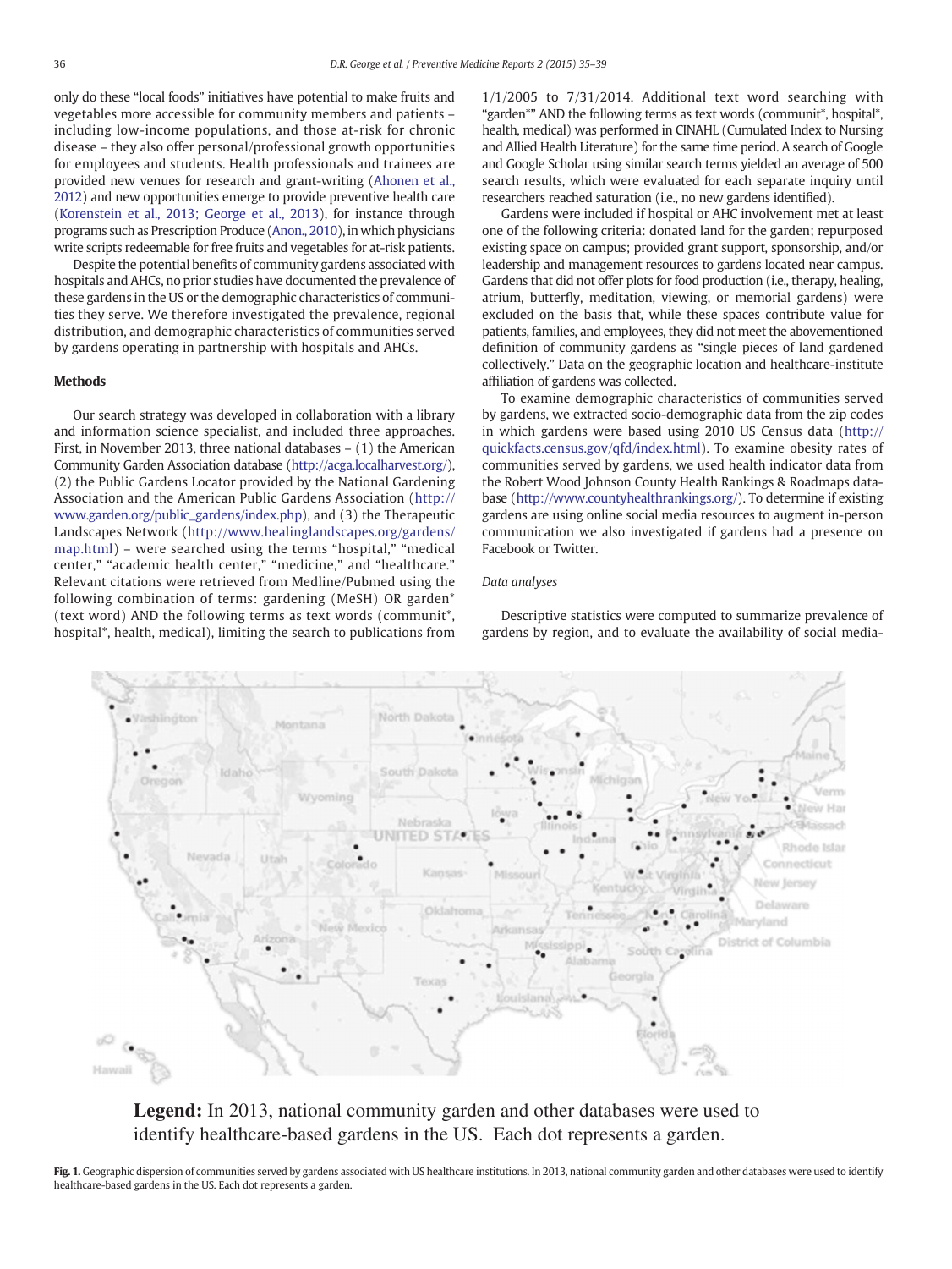only do these "local foods" initiatives have potential to make fruits and vegetables more accessible for community members and patients – including low-income populations, and those at-risk for chronic disease – they also offer personal/professional growth opportunities for employees and students. Health professionals and trainees are provided new venues for research and grant-writing (Ahonen et al., 2012) and new opportunities emerge to provide preventive health care (Korenstein et al., 2013; George et al., 2013), for instance through programs such as Prescription Produce (Anon., 2010), in which physicians write scripts redeemable for free fruits and vegetables for at-risk patients.

Despite the potential benefits of community gardens associated with hospitals and AHCs, no prior studies have documented the prevalence of these gardens in the US or the demographic characteristics of communities they serve. We therefore investigated the prevalence, regional distribution, and demographic characteristics of communities served by gardens operating in partnership with hospitals and AHCs.

## Methods

Our search strategy was developed in collaboration with a library and information science specialist, and included three approaches. First, in November 2013, three national databases – (1) the American Community Garden Association database (http://acga.localharvest.org/), (2) the Public Gardens Locator provided by the National Gardening Association and the American Public Gardens Association (http://www.garden.org/public_gardens/index.php), and (3) the Therapeutic Landscapes Network (http://www.healinglandscapes.org/gardens/map.html) – were searched using the terms "hospital," "medical center," "academic health center," "medicine," and "healthcare." Relevant citations were retrieved from Medline/Pubmed using the following combination of terms: gardening (MeSH) OR garden* (text word) AND the following terms as text words (communit*, hospital*, health, medical), limiting the search to publications from 1/1/2005 to 7/31/2014. Additional text word searching with "garden*" AND the following terms as text words (communit*, hospital*, health, medical) was performed in CINAHL (Cumulated Index to Nursing and Allied Health Literature) for the same time period. A search of Google and Google Scholar using similar search terms yielded an average of 500 search results, which were evaluated for each separate inquiry until researchers reached saturation (i.e., no new gardens identified).

Gardens were included if hospital or AHC involvement met at least one of the following criteria: donated land for the garden; repurposed existing space on campus; provided grant support, sponsorship, and/or leadership and management resources to gardens located near campus. Gardens that did not offer plots for food production (i.e., therapy, healing, atrium, butterfly, meditation, viewing, or memorial gardens) were excluded on the basis that, while these spaces contribute value for patients, families, and employees, they did not meet the abovementioned definition of community gardens as "single pieces of land gardened collectively." Data on the geographic location and healthcare-institute affiliation of gardens was collected.

To examine demographic characteristics of communities served by gardens, we extracted socio-demographic data from the zip codes in which gardens were based using 2010 US Census data (http://quickfacts.census.gov/qfd/index.html). To examine obesity rates of communities served by gardens, we used health indicator data from the Robert Wood Johnson County Health Rankings & Roadmaps database (http://www.countyhealthrankings.org/). To determine if existing gardens are using online social media resources to augment in-person communication we also investigated if gardens had a presence on Facebook or Twitter.

### Data analyses

Descriptive statistics were computed to summarize prevalence of gardens by region, and to evaluate the availability of social media-

**Legend:** In 2013, national community garden and other databases were used to identify healthcare-based gardens in the US. Each dot represents a garden.

**Fig. 1.** Geographic dispersion of communities served by gardens associated with US healthcare institutions. In 2013, national community garden and other databases were used to identify healthcare-based gardens in the US. Each dot represents a garden.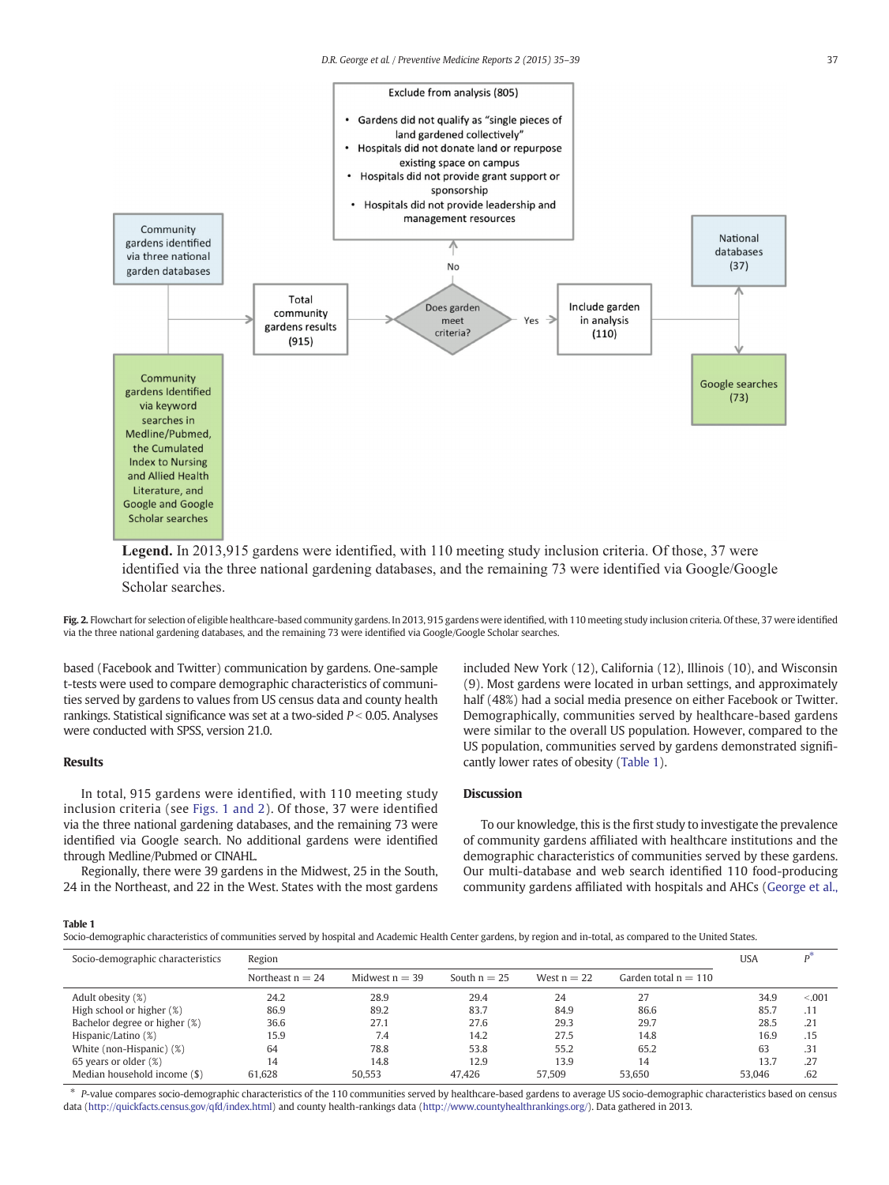Exclude from analysis (805)

- Gardens did not qualify as "single pieces of land gardened collectively"
- Hospitals did not donate land or repurpose existing space on campus
- Hospitals did not provide grant support or sponsorship
- Hospitals did not provide leadership and management resources

Community gardens identified via three national garden databases

Community gardens Identified via keyword searches in Medline/Pubmed, the Cumulated Index to Nursing and Allied Health Literature, and Google and Google Scholar searches

Total community gardens results (915)

Does garden meet criteria?

No

Yes

Include garden in analysis (110)

National databases (37)

Google searches (73)

**Legend.** In 2013,915 gardens were identified, with 110 meeting study inclusion criteria. Of those, 37 were identified via the three national gardening databases, and the remaining 73 were identified via Google/Google Scholar searches.

**Fig. 2.** Flowchart for selection of eligible healthcare-based community gardens. In 2013, 915 gardens were identified, with 110 meeting study inclusion criteria. Of these, 37 were identified via the three national gardening databases, and the remaining 73 were identified via Google/Google Scholar searches.

based (Facebook and Twitter) communication by gardens. One-sample t-tests were used to compare demographic characteristics of communities served by gardens to values from US census data and county health rankings. Statistical significance was set at a two-sided $P < 0.05$. Analyses were conducted with SPSS, version 21.0.

## Results

In total, 915 gardens were identified, with 110 meeting study inclusion criteria (see Figs. 1 and 2). Of those, 37 were identified via the three national gardening databases, and the remaining 73 were identified via Google search. No additional gardens were identified through Medline/Pubmed or CINAHL.

Regionally, there were 39 gardens in the Midwest, 25 in the South, 24 in the Northeast, and 22 in the West. States with the most gardens included New York (12), California (12), Illinois (10), and Wisconsin (9). Most gardens were located in urban settings, and approximately half (48%) had a social media presence on either Facebook or Twitter. Demographically, communities served by healthcare-based gardens were similar to the overall US population. However, compared to the US population, communities served by gardens demonstrated significantly lower rates of obesity (Table 1).

## Discussion

To our knowledge, this is the first study to investigate the prevalence of community gardens affiliated with healthcare institutions and the demographic characteristics of communities served by these gardens. Our multi-database and web search identified 110 food-producing community gardens affiliated with hospitals and AHCs (George et al.,

**Table 1**
Socio-demographic characteristics of communities served by hospital and Academic Health Center gardens, by region and in-total, as compared to the United States.

| Socio-demographic characteristics | Region | | | | | USA | P* |
|---|---|---|---|---|---|---|---|
| | Northeast n = 24 | Midwest n = 39 | South n = 25 | West n = 22 | Garden total n = 110 | | |
| Adult obesity (%) | 24.2 | 28.9 | 29.4 | 24 | 27 | 34.9 | <.001 |
| High school or higher (%) | 86.9 | 89.2 | 83.7 | 84.9 | 86.6 | 85.7 | .11 |
| Bachelor degree or higher (%) | 36.6 | 27.1 | 27.6 | 29.3 | 29.7 | 28.5 | .21 |
| Hispanic/Latino (%) | 15.9 | 7.4 | 14.2 | 27.5 | 14.8 | 16.9 | .15 |
| White (non-Hispanic) (%) | 64 | 78.8 | 53.8 | 55.2 | 65.2 | 63 | .31 |
| 65 years or older (%) | 14 | 14.8 | 12.9 | 13.9 | 14 | 13.7 | .27 |
| Median household income ($) | 61,628 | 50,553 | 47,426 | 57,509 | 53,650 | 53,046 | .62 |

\* P-value compares socio-demographic characteristics of the 110 communities served by healthcare-based gardens to average US socio-demographic characteristics based on census data (http://quickfacts.census.gov/qfd/index.html) and county health-rankings data (http://www.countyhealthrankings.org/). Data gathered in 2013.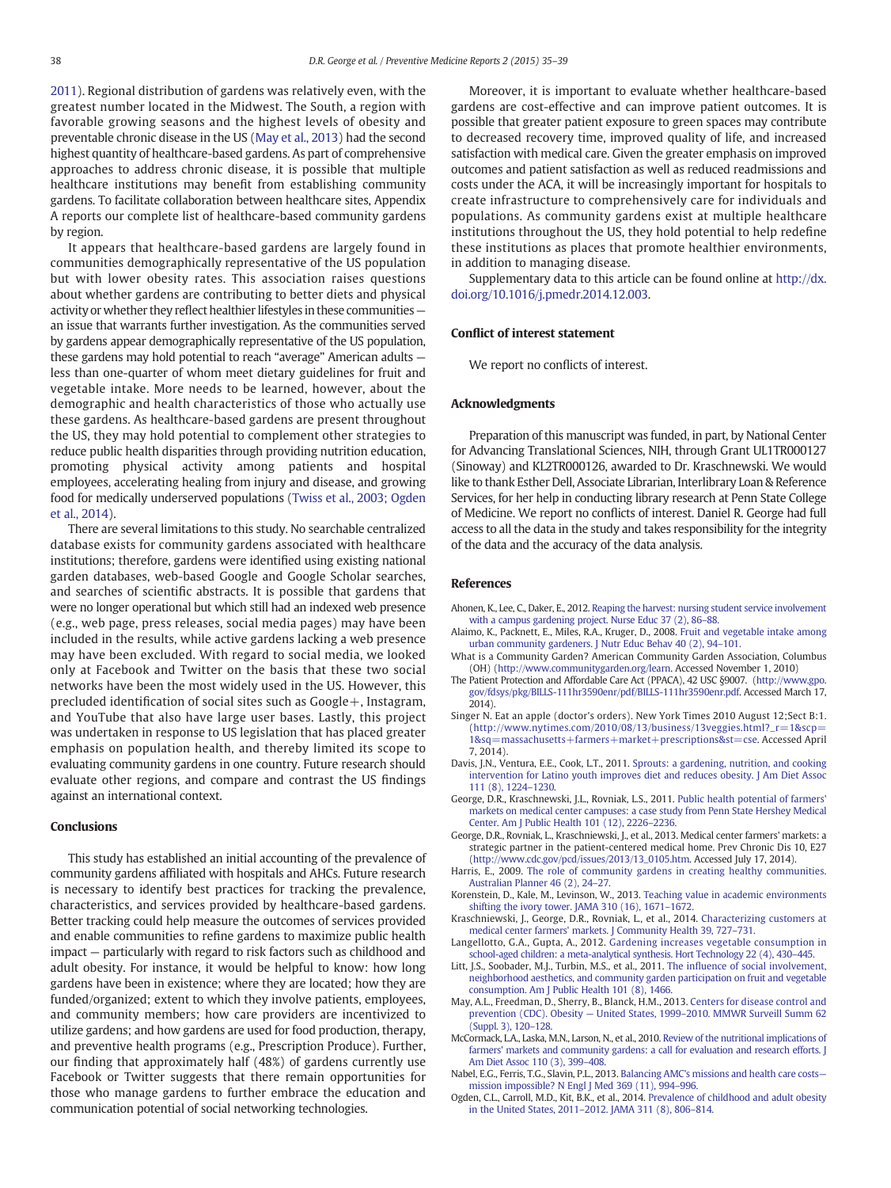2011). Regional distribution of gardens was relatively even, with the greatest number located in the Midwest. The South, a region with favorable growing seasons and the highest levels of obesity and preventable chronic disease in the US (May et al., 2013) had the second highest quantity of healthcare-based gardens. As part of comprehensive approaches to address chronic disease, it is possible that multiple healthcare institutions may benefit from establishing community gardens. To facilitate collaboration between healthcare sites, Appendix A reports our complete list of healthcare-based community gardens by region.

It appears that healthcare-based gardens are largely found in communities demographically representative of the US population but with lower obesity rates. This association raises questions about whether gardens are contributing to better diets and physical activity or whether they reflect healthier lifestyles in these communities — an issue that warrants further investigation. As the communities served by gardens appear demographically representative of the US population, these gardens may hold potential to reach "average" American adults — less than one-quarter of whom meet dietary guidelines for fruit and vegetable intake. More needs to be learned, however, about the demographic and health characteristics of those who actually use these gardens. As healthcare-based gardens are present throughout the US, they may hold potential to complement other strategies to reduce public health disparities through providing nutrition education, promoting physical activity among patients and hospital employees, accelerating healing from injury and disease, and growing food for medically underserved populations (Twiss et al., 2003; Ogden et al., 2014).

There are several limitations to this study. No searchable centralized database exists for community gardens associated with healthcare institutions; therefore, gardens were identified using existing national garden databases, web-based Google and Google Scholar searches, and searches of scientific abstracts. It is possible that gardens that were no longer operational but which still had an indexed web presence (e.g., web page, press releases, social media pages) may have been included in the results, while active gardens lacking a web presence may have been excluded. With regard to social media, we looked only at Facebook and Twitter on the basis that these two social networks have been the most widely used in the US. However, this precluded identification of social sites such as Google+, Instagram, and YouTube that also have large user bases. Lastly, this project was undertaken in response to US legislation that has placed greater emphasis on population health, and thereby limited its scope to evaluating community gardens in one country. Future research should evaluate other regions, and compare and contrast the US findings against an international context.

## Conclusions

This study has established an initial accounting of the prevalence of community gardens affiliated with hospitals and AHCs. Future research is necessary to identify best practices for tracking the prevalence, characteristics, and services provided by healthcare-based gardens. Better tracking could help measure the outcomes of services provided and enable communities to refine gardens to maximize public health impact — particularly with regard to risk factors such as childhood and adult obesity. For instance, it would be helpful to know: how long gardens have been in existence; where they are located; how they are funded/organized; extent to which they involve patients, employees, and community members; how care providers are incentivized to utilize gardens; and how gardens are used for food production, therapy, and preventive health programs (e.g., Prescription Produce). Further, our finding that approximately half (48%) of gardens currently use Facebook or Twitter suggests that there remain opportunities for those who manage gardens to further embrace the education and communication potential of social networking technologies.

Moreover, it is important to evaluate whether healthcare-based gardens are cost-effective and can improve patient outcomes. It is possible that greater patient exposure to green spaces may contribute to decreased recovery time, improved quality of life, and increased satisfaction with medical care. Given the greater emphasis on improved outcomes and patient satisfaction as well as reduced readmissions and costs under the ACA, it will be increasingly important for hospitals to create infrastructure to comprehensively care for individuals and populations. As community gardens exist at multiple healthcare institutions throughout the US, they hold potential to help redefine these institutions as places that promote healthier environments, in addition to managing disease.

Supplementary data to this article can be found online at http://dx.doi.org/10.1016/j.pmedr.2014.12.003.

## Conflict of interest statement

We report no conflicts of interest.

## Acknowledgments

Preparation of this manuscript was funded, in part, by National Center for Advancing Translational Sciences, NIH, through Grant UL1TR000127 (Sinoway) and KL2TR000126, awarded to Dr. Kraschnewski. We would like to thank Esther Dell, Associate Librarian, Interlibrary Loan & Reference Services, for her help in conducting library research at Penn State College of Medicine. We report no conflicts of interest. Daniel R. George had full access to all the data in the study and takes responsibility for the integrity of the data and the accuracy of the data analysis.

## References

Ahonen, K., Lee, C., Daker, E., 2012. Reaping the harvest: nursing student service involvement with a campus gardening project. Nurse Educ 37 (2), 86–88.

Alaimo, K., Packnett, E., Miles, R.A., Kruger, D., 2008. Fruit and vegetable intake among urban community gardeners. J Nutr Educ Behav 40 (2), 94–101.

What is a Community Garden? American Community Garden Association, Columbus (OH) (http://www.communitygarden.org/learn. Accessed November 1, 2010)

The Patient Protection and Affordable Care Act (PPACA), 42 USC §9007. (http://www.gpo.gov/fdsys/pkg/BILLS-111hr3590enr/pdf/BILLS-111hr3590enr.pdf. Accessed March 17, 2014).

Singer N. Eat an apple (doctor's orders). New York Times 2010 August 12;Sect B:1. (http://www.nytimes.com/2010/08/13/business/13veggies.html?_r=1&scp=1&sq=massachusetts+farmers+market+prescriptions&st=cse. Accessed April 7, 2014).

Davis, J.N., Ventura, E.E., Cook, L.T., 2011. Sprouts: a gardening, nutrition, and cooking intervention for Latino youth improves diet and reduces obesity. J Am Diet Assoc 111 (8), 1224–1230.

George, D.R., Kraschnewski, J.L., Rovniak, L.S., 2011. Public health potential of farmers' markets on medical center campuses: a case study from Penn State Hershey Medical Center. Am J Public Health 101 (12), 2226–2236.

George, D.R., Rovniak, L., Kraschniewski, J., et al., 2013. Medical center farmers' markets: a strategic partner in the patient-centered medical home. Prev Chronic Dis 10, E27 (http://www.cdc.gov/pcd/issues/2013/13_0105.htm. Accessed July 17, 2014).

Harris, E., 2009. The role of community gardens in creating healthy communities. Australian Planner 46 (2), 24–27.

Korenstein, D., Kale, M., Levinson, W., 2013. Teaching value in academic environments shifting the ivory tower. JAMA 310 (16), 1671–1672.

Kraschniewski, J., George, D.R., Rovniak, L., et al., 2014. Characterizing customers at medical center farmers' markets. J Community Health 39, 727–731.

Langellotto, G.A., Gupta, A., 2012. Gardening increases vegetable consumption in school-aged children: a meta-analytical synthesis. Hort Technology 22 (4), 430–445.

Litt, J.S., Soobader, M.J., Turbin, M.S., et al., 2011. The influence of social involvement, neighborhood aesthetics, and community garden participation on fruit and vegetable consumption. Am J Public Health 101 (8), 1466.

May, A.L., Freedman, D., Sherry, B., Blanck, H.M., 2013. Centers for disease control and prevention (CDC). Obesity — United States, 1999–2010. MMWR Surveill Summ 62 (Suppl. 3), 120–128.

McCormack, L.A., Laska, M.N., Larson, N., et al., 2010. Review of the nutritional implications of farmers' markets and community gardens: a call for evaluation and research efforts. J Am Diet Assoc 110 (3), 399–408.

Nabel, E.G., Ferris, T.G., Slavin, P.L., 2013. Balancing AMC's missions and health care costs—mission impossible? N Engl J Med 369 (11), 994–996.

Ogden, C.L., Carroll, M.D., Kit, B.K., et al., 2014. Prevalence of childhood and adult obesity in the United States, 2011–2012. JAMA 311 (8), 806–814.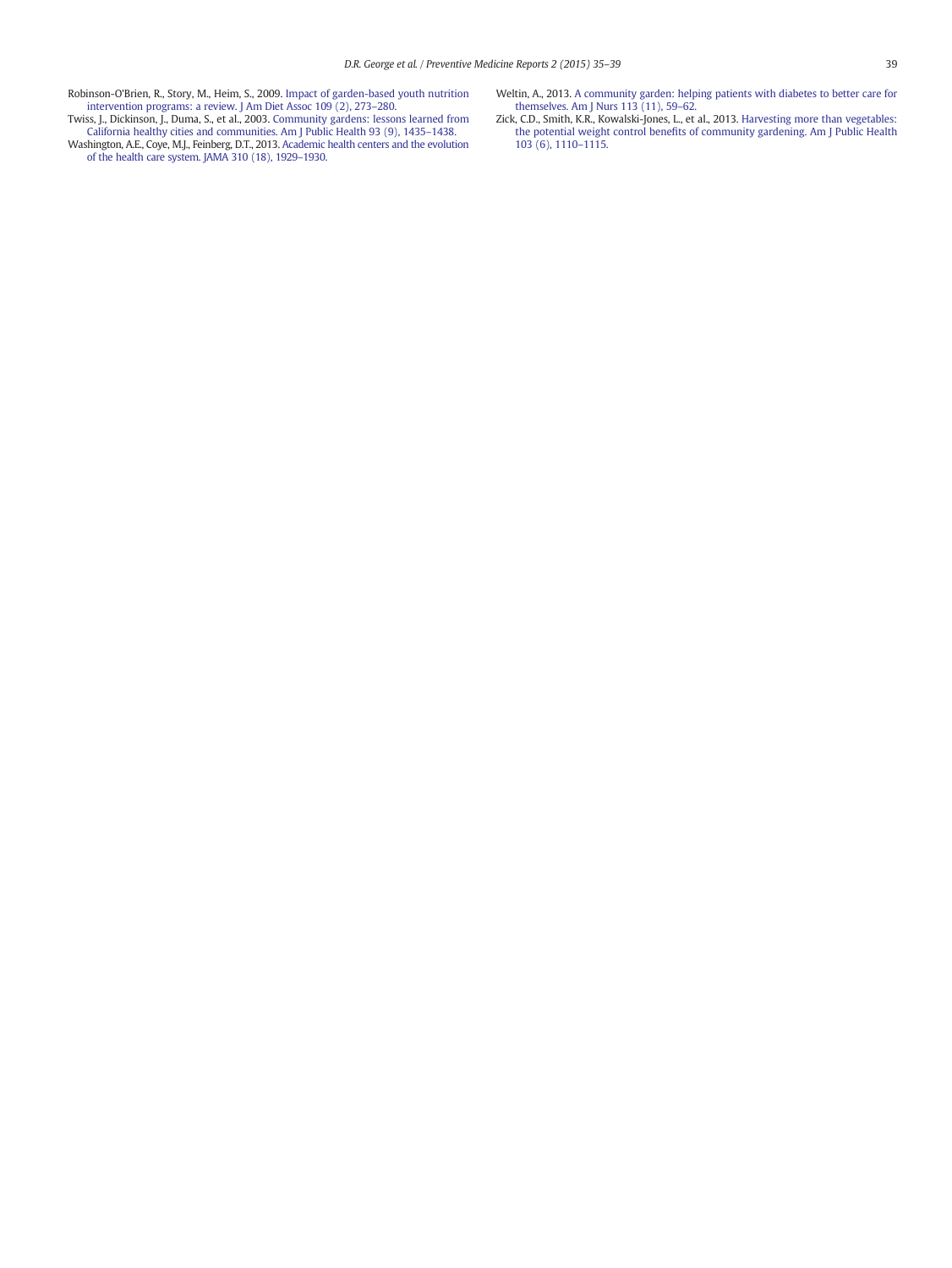Robinson-O'Brien, R., Story, M., Heim, S., 2009. Impact of garden-based youth nutrition intervention programs: a review. J Am Diet Assoc 109 (2), 273–280.

Twiss, J., Dickinson, J., Duma, S., et al., 2003. Community gardens: lessons learned from California healthy cities and communities. Am J Public Health 93 (9), 1435–1438.

Washington, A.E., Coye, M.J., Feinberg, D.T., 2013. Academic health centers and the evolution of the health care system. JAMA 310 (18), 1929–1930.

Weltin, A., 2013. A community garden: helping patients with diabetes to better care for themselves. Am J Nurs 113 (11), 59–62.

Zick, C.D., Smith, K.R., Kowalski-Jones, L., et al., 2013. Harvesting more than vegetables: the potential weight control benefits of community gardening. Am J Public Health 103 (6), 1110–1115.